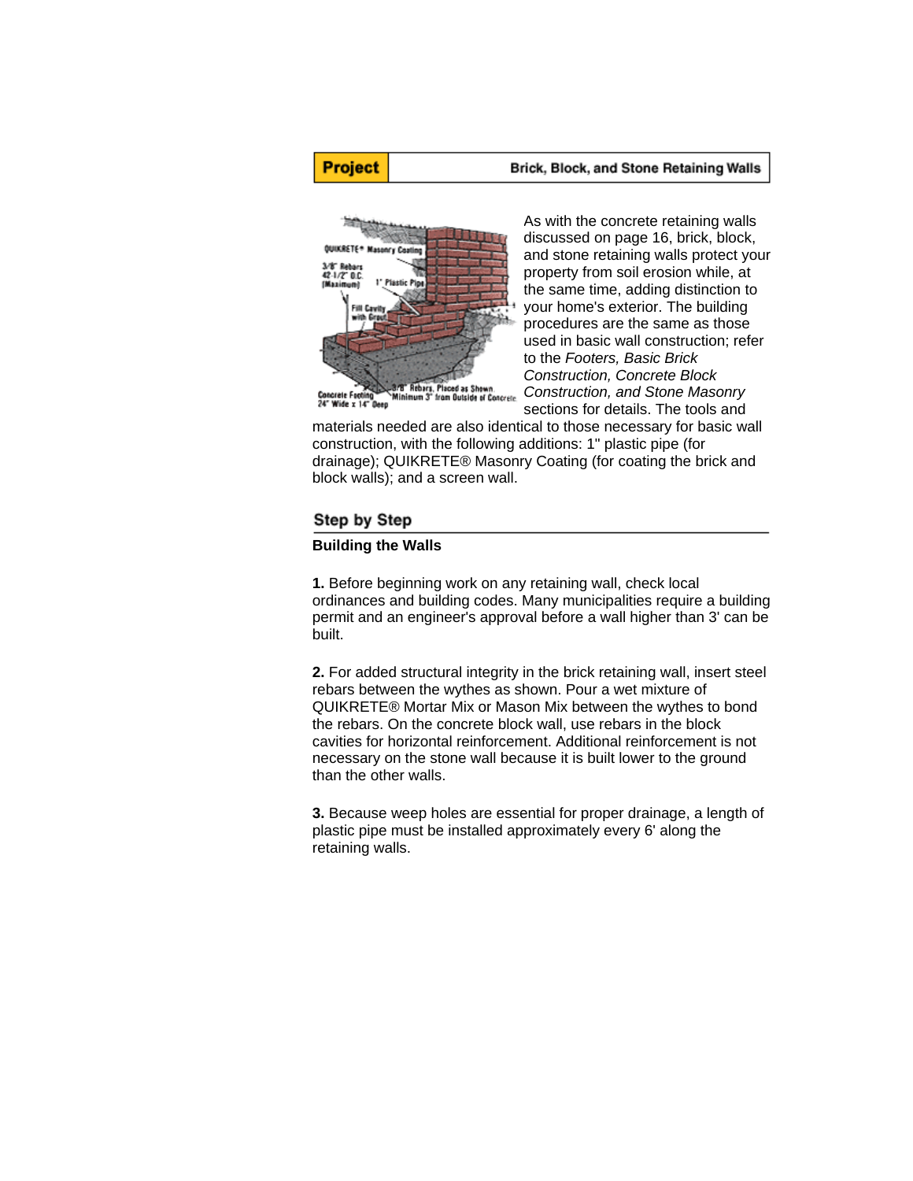# Project: Brick, Block, and Stone Retaining Walls

As with the concrete retaining walls discussed on page 16, brick, block, and stone retaining walls protect your property from soil erosion while, at the same time, adding distinction to your home's exterior. The building procedures are the same as those used in basic wall construction; refer to the *Footers, Basic Brick Construction, Concrete Block Construction, and Stone Masonry* sections for details. The tools and materials needed are also identical to those necessary for basic wall construction, with the following additions: 1" plastic pipe (for drainage); QUIKRETE® Masonry Coating (for coating the brick and block walls); and a screen wall.

## Step by Step

### Building the Walls

**1.** Before beginning work on any retaining wall, check local ordinances and building codes. Many municipalities require a building permit and an engineer's approval before a wall higher than 3' can be built.

**2.** For added structural integrity in the brick retaining wall, insert steel rebars between the wythes as shown. Pour a wet mixture of QUIKRETE® Mortar Mix or Mason Mix between the wythes to bond the rebars. On the concrete block wall, use rebars in the block cavities for horizontal reinforcement. Additional reinforcement is not necessary on the stone wall because it is built lower to the ground than the other walls.

**3.** Because weep holes are essential for proper drainage, a length of plastic pipe must be installed approximately every 6' along the retaining walls.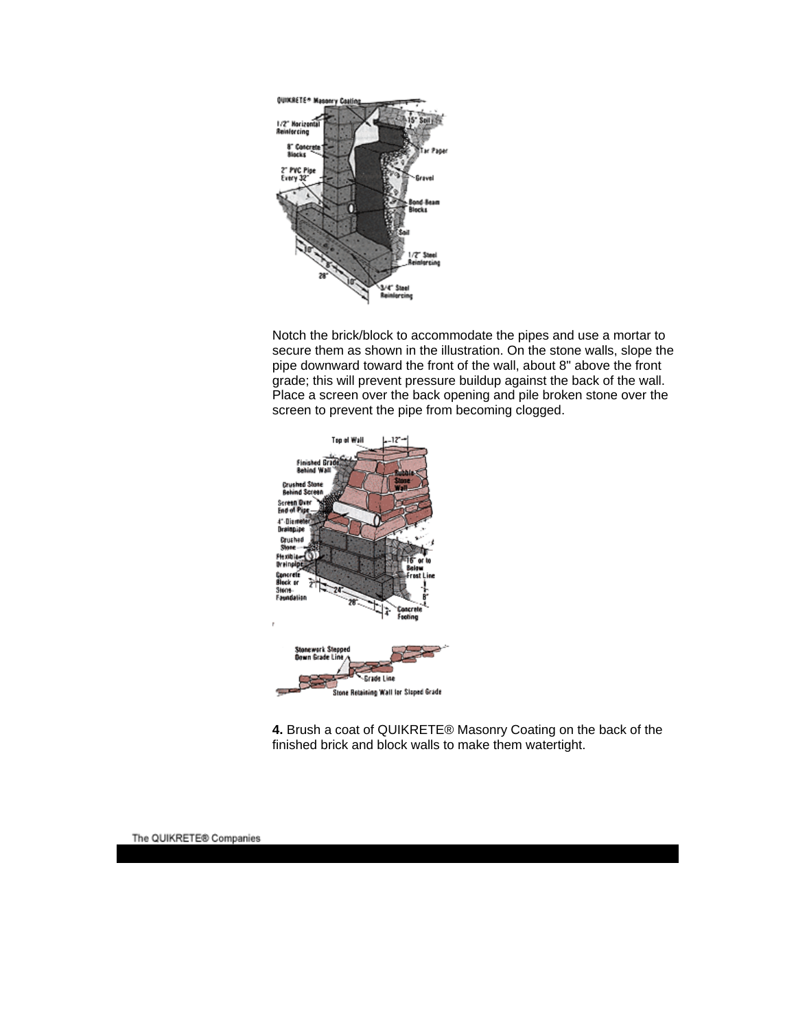Notch the brick/block to accommodate the pipes and use a mortar to secure them as shown in the illustration. On the stone walls, slope the pipe downward toward the front of the wall, about 8" above the front grade; this will prevent pressure buildup against the back of the wall. Place a screen over the back opening and pile broken stone over the screen to prevent the pipe from becoming clogged.

**4.** Brush a coat of QUIKRETE® Masonry Coating on the back of the finished brick and block walls to make them watertight.